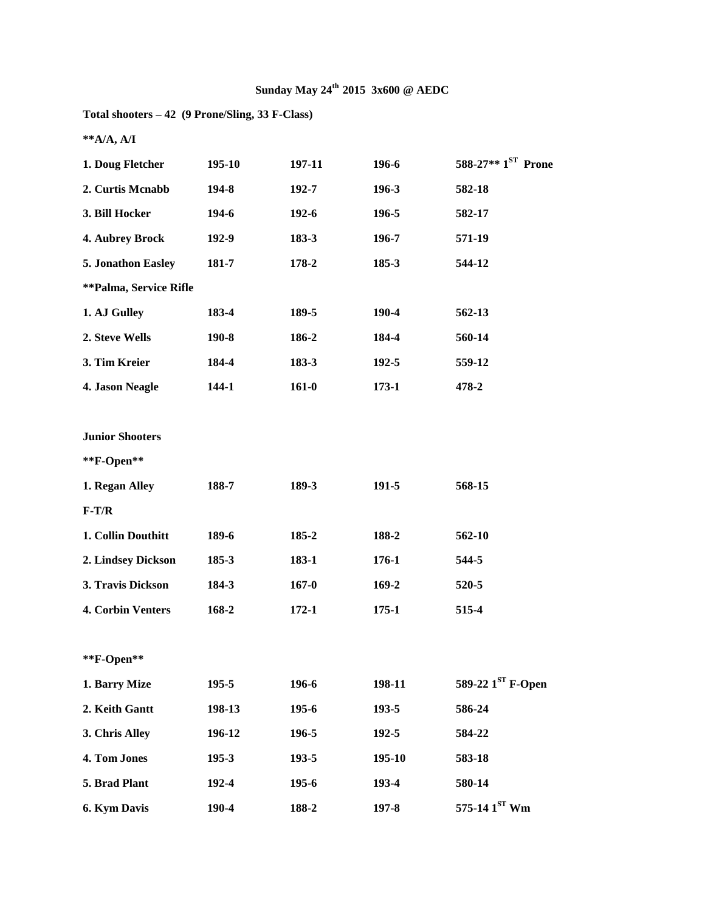**Sunday May 24th 2015 3x600 @ AEDC**

**Total shooters – 42 (9 Prone/Sling, 33 F-Class)**

| | | | | |
|---|---|---|---|---|
| **\*\*A/A, A/I** | | | | |
| **1. Doug Fletcher** | **195-10** | **197-11** | **196-6** | **588-27\*\* 1ST Prone** |
| **2. Curtis Mcnabb** | **194-8** | **192-7** | **196-3** | **582-18** |
| **3. Bill Hocker** | **194-6** | **192-6** | **196-5** | **582-17** |
| **4. Aubrey Brock** | **192-9** | **183-3** | **196-7** | **571-19** |
| **5. Jonathon Easley** | **181-7** | **178-2** | **185-3** | **544-12** |
| **\*\*Palma, Service Rifle** | | | | |
| **1. AJ Gulley** | **183-4** | **189-5** | **190-4** | **562-13** |
| **2. Steve Wells** | **190-8** | **186-2** | **184-4** | **560-14** |
| **3. Tim Kreier** | **184-4** | **183-3** | **192-5** | **559-12** |
| **4. Jason Neagle** | **144-1** | **161-0** | **173-1** | **478-2** |

**Junior Shooters**

| | | | | |
|---|---|---|---|---|
| **\*\*F-Open\*\*** | | | | |
| **1. Regan Alley** | **188-7** | **189-3** | **191-5** | **568-15** |
| **F-T/R** | | | | |
| **1. Collin Douthitt** | **189-6** | **185-2** | **188-2** | **562-10** |
| **2. Lindsey Dickson** | **185-3** | **183-1** | **176-1** | **544-5** |
| **3. Travis Dickson** | **184-3** | **167-0** | **169-2** | **520-5** |
| **4. Corbin Venters** | **168-2** | **172-1** | **175-1** | **515-4** |

| | | | | |
|---|---|---|---|---|
| **\*\*F-Open\*\*** | | | | |
| **1. Barry Mize** | **195-5** | **196-6** | **198-11** | **589-22 1ST F-Open** |
| **2. Keith Gantt** | **198-13** | **195-6** | **193-5** | **586-24** |
| **3. Chris Alley** | **196-12** | **196-5** | **192-5** | **584-22** |
| **4. Tom Jones** | **195-3** | **193-5** | **195-10** | **583-18** |
| **5. Brad Plant** | **192-4** | **195-6** | **193-4** | **580-14** |
| **6. Kym Davis** | **190-4** | **188-2** | **197-8** | **575-14 1ST Wm** |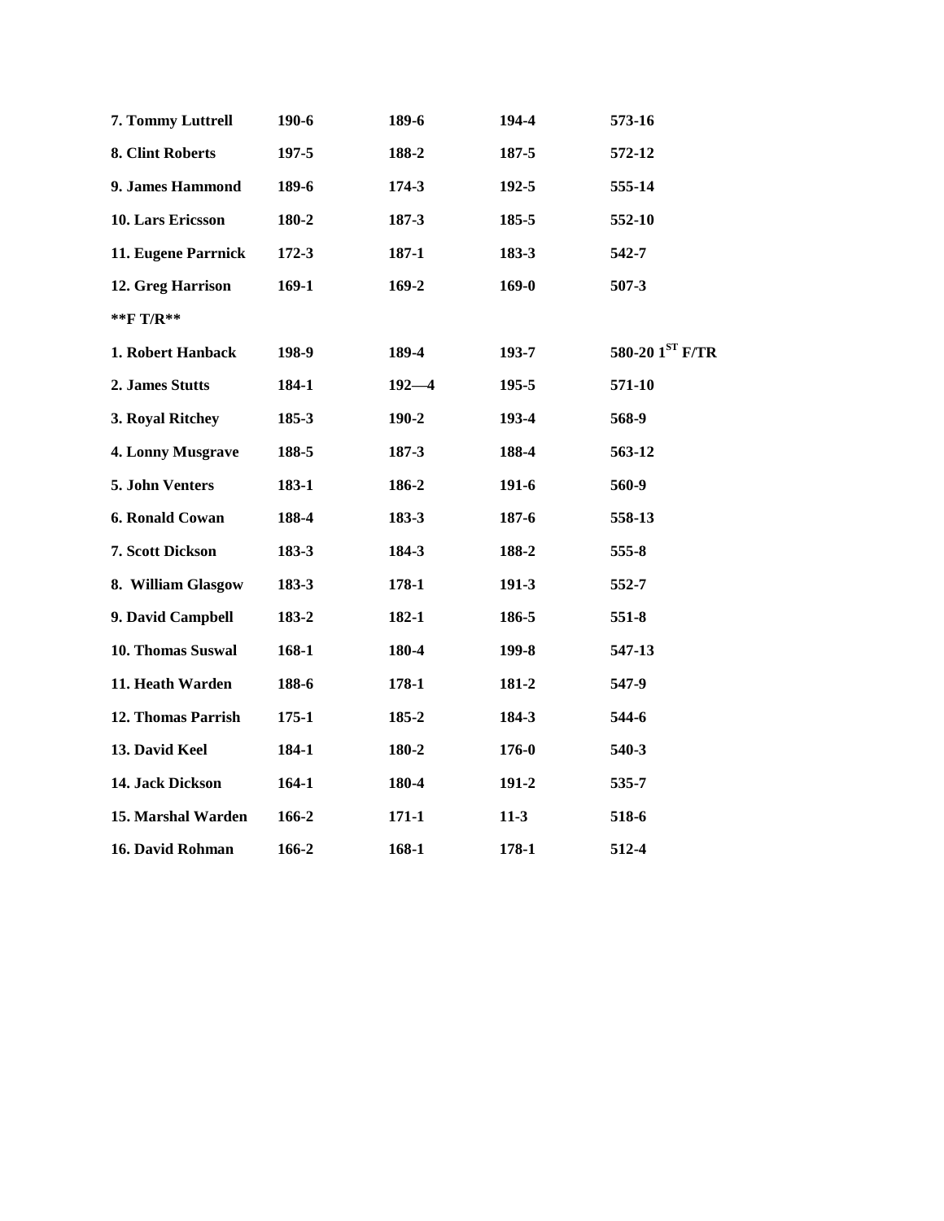| | | | | |
|---|---|---|---|---|
| **7. Tommy Luttrell** | **190-6** | **189-6** | **194-4** | **573-16** |
| **8. Clint Roberts** | **197-5** | **188-2** | **187-5** | **572-12** |
| **9. James Hammond** | **189-6** | **174-3** | **192-5** | **555-14** |
| **10. Lars Ericsson** | **180-2** | **187-3** | **185-5** | **552-10** |
| **11. Eugene Parrnick** | **172-3** | **187-1** | **183-3** | **542-7** |
| **12. Greg Harrison** | **169-1** | **169-2** | **169-0** | **507-3** |
| ****F T/R**** | | | | |
| **1. Robert Hanback** | **198-9** | **189-4** | **193-7** | **580-20 1ST F/TR** |
| **2. James Stutts** | **184-1** | **192—4** | **195-5** | **571-10** |
| **3. Royal Ritchey** | **185-3** | **190-2** | **193-4** | **568-9** |
| **4. Lonny Musgrave** | **188-5** | **187-3** | **188-4** | **563-12** |
| **5. John Venters** | **183-1** | **186-2** | **191-6** | **560-9** |
| **6. Ronald Cowan** | **188-4** | **183-3** | **187-6** | **558-13** |
| **7. Scott Dickson** | **183-3** | **184-3** | **188-2** | **555-8** |
| **8. William Glasgow** | **183-3** | **178-1** | **191-3** | **552-7** |
| **9. David Campbell** | **183-2** | **182-1** | **186-5** | **551-8** |
| **10. Thomas Suswal** | **168-1** | **180-4** | **199-8** | **547-13** |
| **11. Heath Warden** | **188-6** | **178-1** | **181-2** | **547-9** |
| **12. Thomas Parrish** | **175-1** | **185-2** | **184-3** | **544-6** |
| **13. David Keel** | **184-1** | **180-2** | **176-0** | **540-3** |
| **14. Jack Dickson** | **164-1** | **180-4** | **191-2** | **535-7** |
| **15. Marshal Warden** | **166-2** | **171-1** | **11-3** | **518-6** |
| **16. David Rohman** | **166-2** | **168-1** | **178-1** | **512-4** |